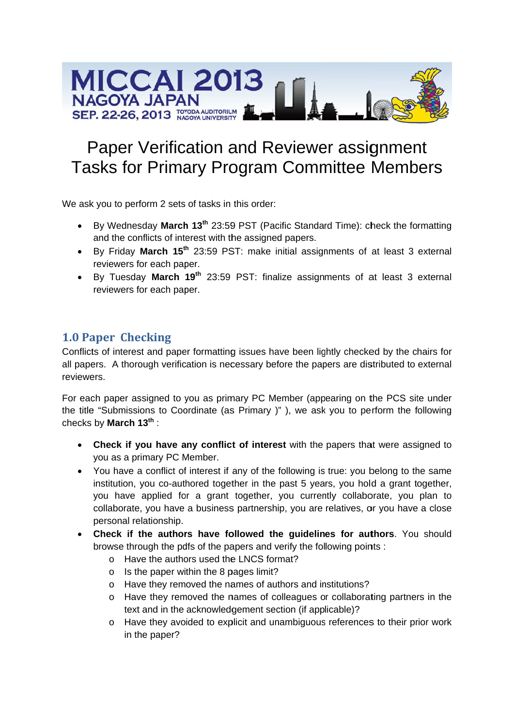# Paper Verification and Reviewer assignment Tasks for Primary Program Committee Members

We ask you to perform 2 sets of tasks in this order:

- By Wednesday **March 13th** 23:59 PST (Pacific Standard Time): check the formatting and the conflicts of interest with the assigned papers.
- By Friday **March 15th** 23:59 PST: make initial assignments of at least 3 external reviewers for each paper.
- By Tuesday **March 19th** 23:59 PST: finalize assignments of at least 3 external reviewers for each paper.

## 1.0 Paper Checking

Conflicts of interest and paper formatting issues have been lightly checked by the chairs for all papers. A thorough verification is necessary before the papers are distributed to external reviewers.

For each paper assigned to you as primary PC Member (appearing on the PCS site under the title "Submissions to Coordinate (as Primary )" ), we ask you to perform the following checks by **March 13th** :

- **Check if you have any conflict of interest** with the papers that were assigned to you as a primary PC Member.
- You have a conflict of interest if any of the following is true: you belong to the same institution, you co-authored together in the past 5 years, you hold a grant together, you have applied for a grant together, you currently collaborate, you plan to collaborate, you have a business partnership, you are relatives, or you have a close personal relationship.
- **Check if the authors have followed the guidelines for authors**. You should browse through the pdfs of the papers and verify the following points :
  - Have the authors used the LNCS format?
  - Is the paper within the 8 pages limit?
  - Have they removed the names of authors and institutions?
  - Have they removed the names of colleagues or collaborating partners in the text and in the acknowledgement section (if applicable)?
  - Have they avoided to explicit and unambiguous references to their prior work in the paper?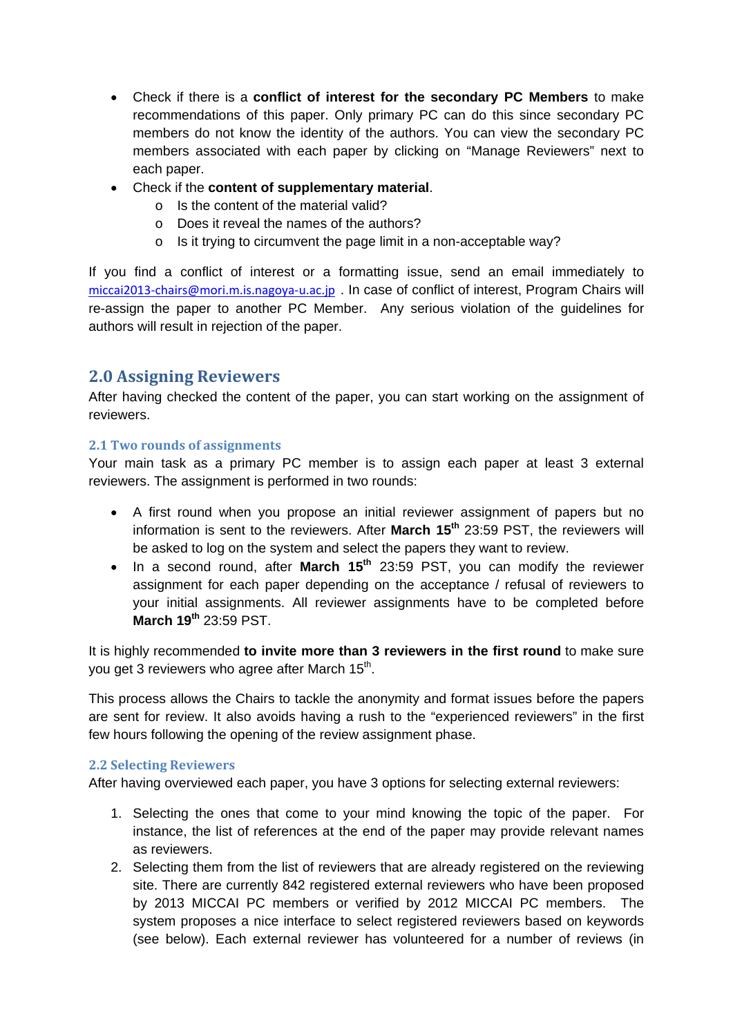- Check if there is a **conflict of interest for the secondary PC Members** to make recommendations of this paper. Only primary PC can do this since secondary PC members do not know the identity of the authors. You can view the secondary PC members associated with each paper by clicking on "Manage Reviewers" next to each paper.
- Check if the **content of supplementary material**.
  - Is the content of the material valid?
  - Does it reveal the names of the authors?
  - Is it trying to circumvent the page limit in a non-acceptable way?

If you find a conflict of interest or a formatting issue, send an email immediately to miccai2013-chairs@mori.m.is.nagoya-u.ac.jp . In case of conflict of interest, Program Chairs will re-assign the paper to another PC Member. Any serious violation of the guidelines for authors will result in rejection of the paper.

## 2.0 Assigning Reviewers

After having checked the content of the paper, you can start working on the assignment of reviewers.

### 2.1 Two rounds of assignments

Your main task as a primary PC member is to assign each paper at least 3 external reviewers. The assignment is performed in two rounds:

- A first round when you propose an initial reviewer assignment of papers but no information is sent to the reviewers. After **March 15th** 23:59 PST, the reviewers will be asked to log on the system and select the papers they want to review.
- In a second round, after **March 15th** 23:59 PST, you can modify the reviewer assignment for each paper depending on the acceptance / refusal of reviewers to your initial assignments. All reviewer assignments have to be completed before **March 19th** 23:59 PST.

It is highly recommended **to invite more than 3 reviewers in the first round** to make sure you get 3 reviewers who agree after March 15th.

This process allows the Chairs to tackle the anonymity and format issues before the papers are sent for review. It also avoids having a rush to the "experienced reviewers" in the first few hours following the opening of the review assignment phase.

### 2.2 Selecting Reviewers

After having overviewed each paper, you have 3 options for selecting external reviewers:

1. Selecting the ones that come to your mind knowing the topic of the paper. For instance, the list of references at the end of the paper may provide relevant names as reviewers.
2. Selecting them from the list of reviewers that are already registered on the reviewing site. There are currently 842 registered external reviewers who have been proposed by 2013 MICCAI PC members or verified by 2012 MICCAI PC members. The system proposes a nice interface to select registered reviewers based on keywords (see below). Each external reviewer has volunteered for a number of reviews (in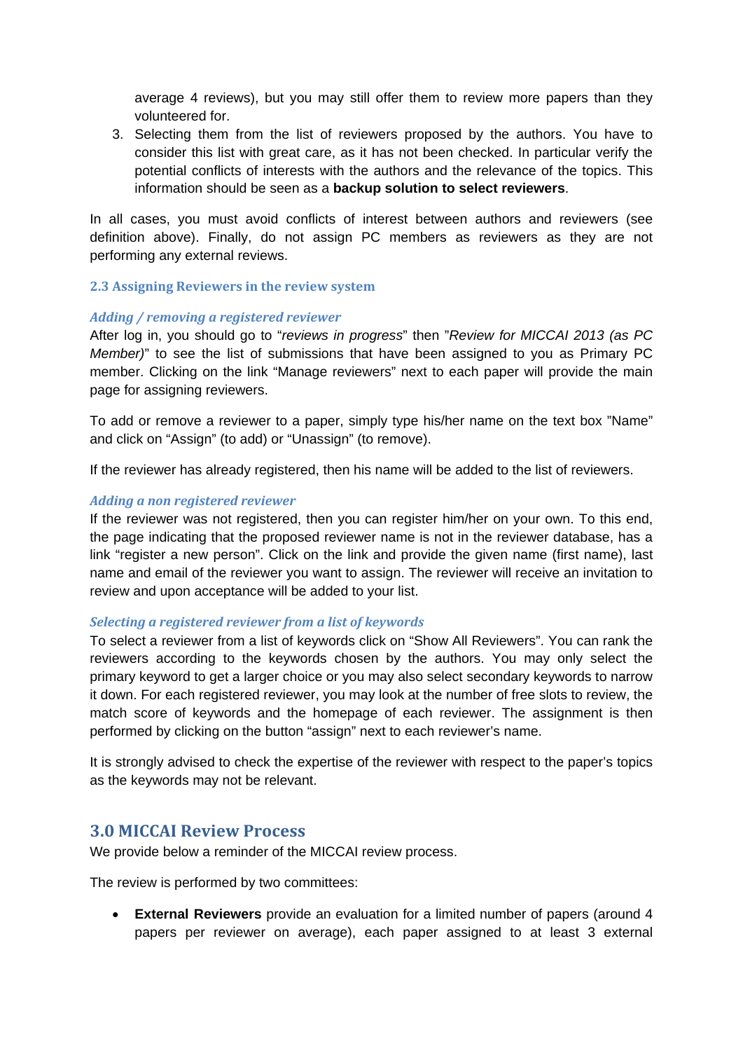average 4 reviews), but you may still offer them to review more papers than they volunteered for.

3. Selecting them from the list of reviewers proposed by the authors. You have to consider this list with great care, as it has not been checked. In particular verify the potential conflicts of interests with the authors and the relevance of the topics. This information should be seen as a **backup solution to select reviewers**.

In all cases, you must avoid conflicts of interest between authors and reviewers (see definition above). Finally, do not assign PC members as reviewers as they are not performing any external reviews.

### 2.3 Assigning Reviewers in the review system

#### *Adding / removing a registered reviewer*

After log in, you should go to "*reviews in progress*" then "*Review for MICCAI 2013 (as PC Member)*" to see the list of submissions that have been assigned to you as Primary PC member. Clicking on the link "Manage reviewers" next to each paper will provide the main page for assigning reviewers.

To add or remove a reviewer to a paper, simply type his/her name on the text box "Name" and click on "Assign" (to add) or "Unassign" (to remove).

If the reviewer has already registered, then his name will be added to the list of reviewers.

#### *Adding a non registered reviewer*

If the reviewer was not registered, then you can register him/her on your own. To this end, the page indicating that the proposed reviewer name is not in the reviewer database, has a link "register a new person". Click on the link and provide the given name (first name), last name and email of the reviewer you want to assign. The reviewer will receive an invitation to review and upon acceptance will be added to your list.

#### *Selecting a registered reviewer from a list of keywords*

To select a reviewer from a list of keywords click on "Show All Reviewers". You can rank the reviewers according to the keywords chosen by the authors. You may only select the primary keyword to get a larger choice or you may also select secondary keywords to narrow it down. For each registered reviewer, you may look at the number of free slots to review, the match score of keywords and the homepage of each reviewer. The assignment is then performed by clicking on the button "assign" next to each reviewer's name.

It is strongly advised to check the expertise of the reviewer with respect to the paper's topics as the keywords may not be relevant.

## 3.0 MICCAI Review Process

We provide below a reminder of the MICCAI review process.

The review is performed by two committees:

- **External Reviewers** provide an evaluation for a limited number of papers (around 4 papers per reviewer on average), each paper assigned to at least 3 external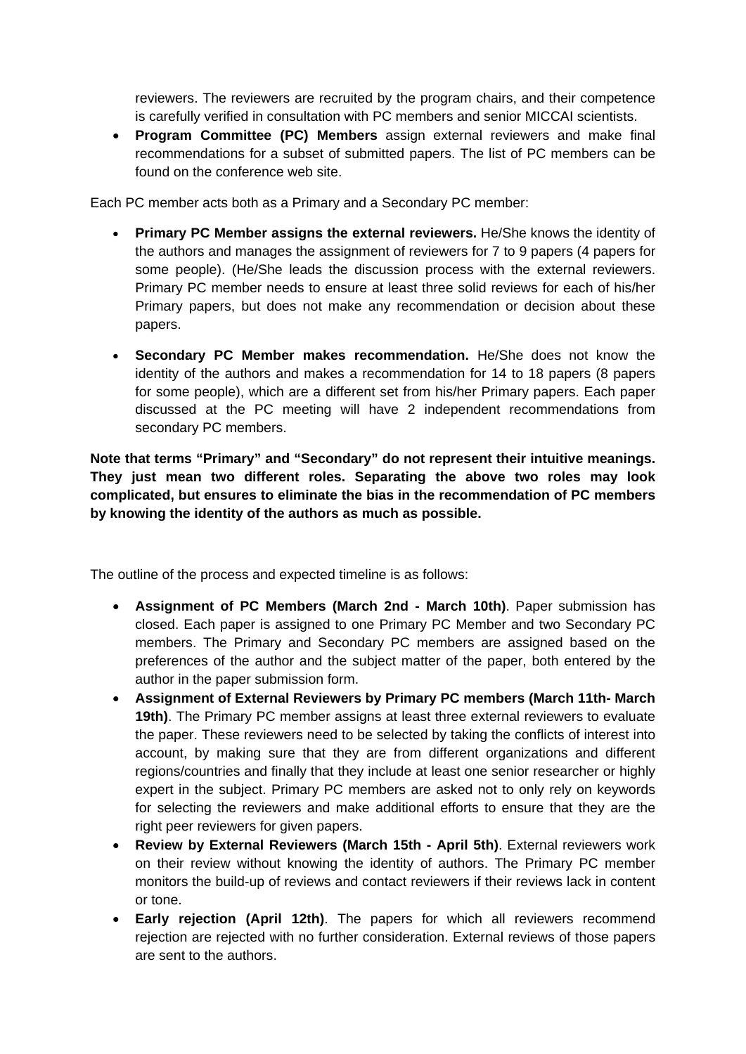reviewers. The reviewers are recruited by the program chairs, and their competence is carefully verified in consultation with PC members and senior MICCAI scientists.

- **Program Committee (PC) Members** assign external reviewers and make final recommendations for a subset of submitted papers. The list of PC members can be found on the conference web site.

Each PC member acts both as a Primary and a Secondary PC member:

- **Primary PC Member assigns the external reviewers.** He/She knows the identity of the authors and manages the assignment of reviewers for 7 to 9 papers (4 papers for some people). (He/She leads the discussion process with the external reviewers. Primary PC member needs to ensure at least three solid reviews for each of his/her Primary papers, but does not make any recommendation or decision about these papers.

- **Secondary PC Member makes recommendation.** He/She does not know the identity of the authors and makes a recommendation for 14 to 18 papers (8 papers for some people), which are a different set from his/her Primary papers. Each paper discussed at the PC meeting will have 2 independent recommendations from secondary PC members.

**Note that terms "Primary" and "Secondary" do not represent their intuitive meanings. They just mean two different roles. Separating the above two roles may look complicated, but ensures to eliminate the bias in the recommendation of PC members by knowing the identity of the authors as much as possible.**

The outline of the process and expected timeline is as follows:

- **Assignment of PC Members (March 2nd - March 10th)**. Paper submission has closed. Each paper is assigned to one Primary PC Member and two Secondary PC members. The Primary and Secondary PC members are assigned based on the preferences of the author and the subject matter of the paper, both entered by the author in the paper submission form.
- **Assignment of External Reviewers by Primary PC members (March 11th- March 19th)**. The Primary PC member assigns at least three external reviewers to evaluate the paper. These reviewers need to be selected by taking the conflicts of interest into account, by making sure that they are from different organizations and different regions/countries and finally that they include at least one senior researcher or highly expert in the subject. Primary PC members are asked not to only rely on keywords for selecting the reviewers and make additional efforts to ensure that they are the right peer reviewers for given papers.
- **Review by External Reviewers (March 15th - April 5th)**. External reviewers work on their review without knowing the identity of authors. The Primary PC member monitors the build-up of reviews and contact reviewers if their reviews lack in content or tone.
- **Early rejection (April 12th)**. The papers for which all reviewers recommend rejection are rejected with no further consideration. External reviews of those papers are sent to the authors.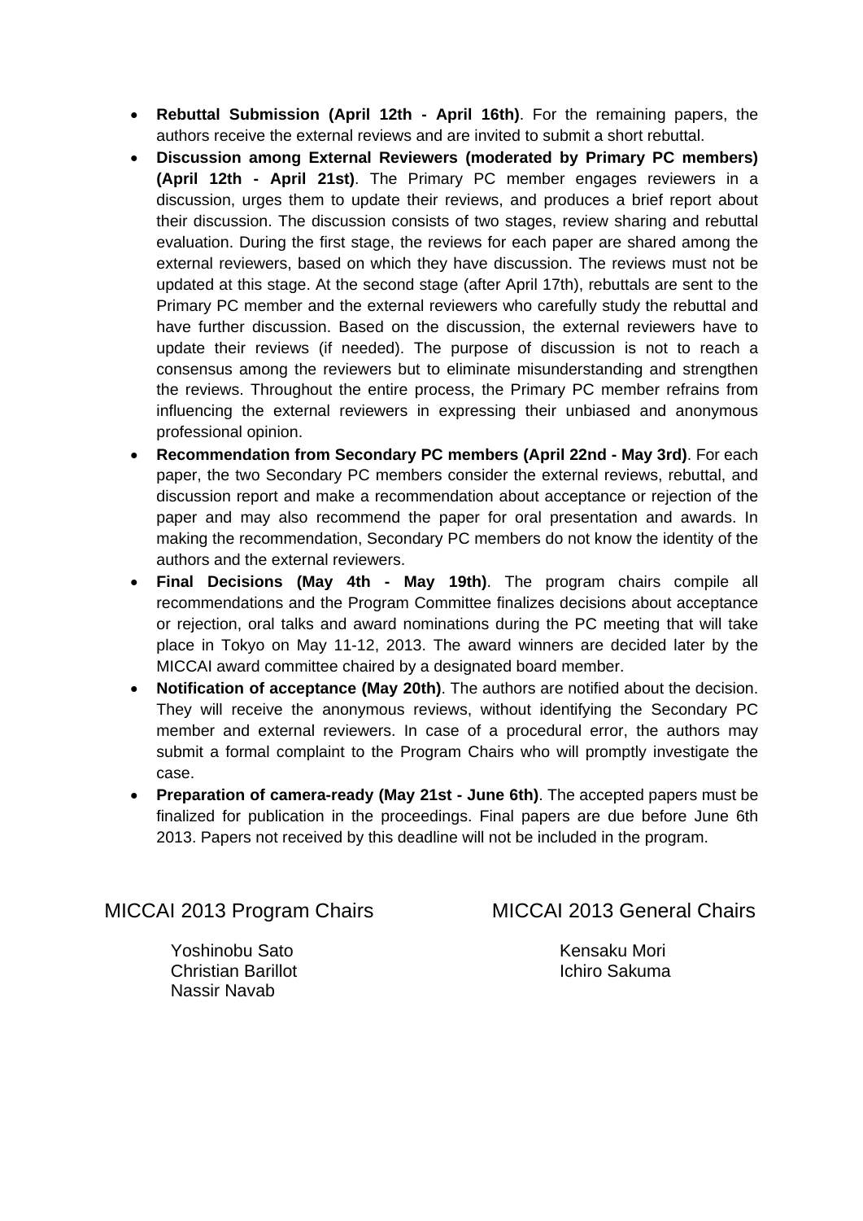- **Rebuttal Submission (April 12th - April 16th)**. For the remaining papers, the authors receive the external reviews and are invited to submit a short rebuttal.
- **Discussion among External Reviewers (moderated by Primary PC members) (April 12th - April 21st)**. The Primary PC member engages reviewers in a discussion, urges them to update their reviews, and produces a brief report about their discussion. The discussion consists of two stages, review sharing and rebuttal evaluation. During the first stage, the reviews for each paper are shared among the external reviewers, based on which they have discussion. The reviews must not be updated at this stage. At the second stage (after April 17th), rebuttals are sent to the Primary PC member and the external reviewers who carefully study the rebuttal and have further discussion. Based on the discussion, the external reviewers have to update their reviews (if needed). The purpose of discussion is not to reach a consensus among the reviewers but to eliminate misunderstanding and strengthen the reviews. Throughout the entire process, the Primary PC member refrains from influencing the external reviewers in expressing their unbiased and anonymous professional opinion.
- **Recommendation from Secondary PC members (April 22nd - May 3rd)**. For each paper, the two Secondary PC members consider the external reviews, rebuttal, and discussion report and make a recommendation about acceptance or rejection of the paper and may also recommend the paper for oral presentation and awards. In making the recommendation, Secondary PC members do not know the identity of the authors and the external reviewers.
- **Final Decisions (May 4th - May 19th)**. The program chairs compile all recommendations and the Program Committee finalizes decisions about acceptance or rejection, oral talks and award nominations during the PC meeting that will take place in Tokyo on May 11-12, 2013. The award winners are decided later by the MICCAI award committee chaired by a designated board member.
- **Notification of acceptance (May 20th)**. The authors are notified about the decision. They will receive the anonymous reviews, without identifying the Secondary PC member and external reviewers. In case of a procedural error, the authors may submit a formal complaint to the Program Chairs who will promptly investigate the case.
- **Preparation of camera-ready (May 21st - June 6th)**. The accepted papers must be finalized for publication in the proceedings. Final papers are due before June 6th 2013. Papers not received by this deadline will not be included in the program.

MICCAI 2013 Program Chairs

Yoshinobu Sato
Christian Barillot
Nassir Navab

MICCAI 2013 General Chairs

Kensaku Mori
Ichiro Sakuma